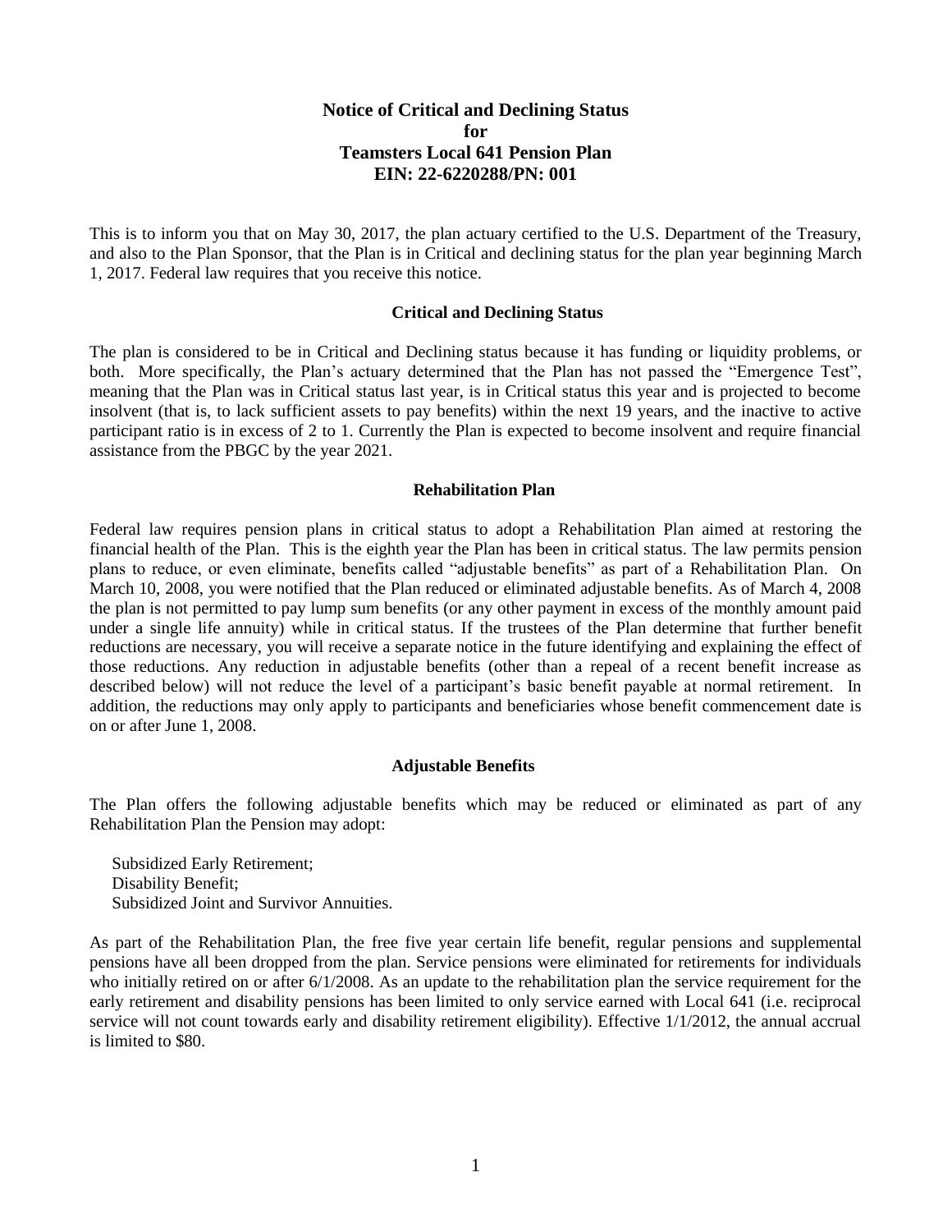# Notice of Critical and Declining Status for Teamsters Local 641 Pension Plan EIN: 22-6220288/PN: 001

This is to inform you that on May 30, 2017, the plan actuary certified to the U.S. Department of the Treasury, and also to the Plan Sponsor, that the Plan is in Critical and declining status for the plan year beginning March 1, 2017. Federal law requires that you receive this notice.

## Critical and Declining Status

The plan is considered to be in Critical and Declining status because it has funding or liquidity problems, or both. More specifically, the Plan's actuary determined that the Plan has not passed the "Emergence Test", meaning that the Plan was in Critical status last year, is in Critical status this year and is projected to become insolvent (that is, to lack sufficient assets to pay benefits) within the next 19 years, and the inactive to active participant ratio is in excess of 2 to 1. Currently the Plan is expected to become insolvent and require financial assistance from the PBGC by the year 2021.

## Rehabilitation Plan

Federal law requires pension plans in critical status to adopt a Rehabilitation Plan aimed at restoring the financial health of the Plan. This is the eighth year the Plan has been in critical status. The law permits pension plans to reduce, or even eliminate, benefits called "adjustable benefits" as part of a Rehabilitation Plan. On March 10, 2008, you were notified that the Plan reduced or eliminated adjustable benefits. As of March 4, 2008 the plan is not permitted to pay lump sum benefits (or any other payment in excess of the monthly amount paid under a single life annuity) while in critical status. If the trustees of the Plan determine that further benefit reductions are necessary, you will receive a separate notice in the future identifying and explaining the effect of those reductions. Any reduction in adjustable benefits (other than a repeal of a recent benefit increase as described below) will not reduce the level of a participant's basic benefit payable at normal retirement. In addition, the reductions may only apply to participants and beneficiaries whose benefit commencement date is on or after June 1, 2008.

## Adjustable Benefits

The Plan offers the following adjustable benefits which may be reduced or eliminated as part of any Rehabilitation Plan the Pension may adopt:

- Subsidized Early Retirement;
- Disability Benefit;
- Subsidized Joint and Survivor Annuities.

As part of the Rehabilitation Plan, the free five year certain life benefit, regular pensions and supplemental pensions have all been dropped from the plan. Service pensions were eliminated for retirements for individuals who initially retired on or after 6/1/2008. As an update to the rehabilitation plan the service requirement for the early retirement and disability pensions has been limited to only service earned with Local 641 (i.e. reciprocal service will not count towards early and disability retirement eligibility). Effective 1/1/2012, the annual accrual is limited to $80.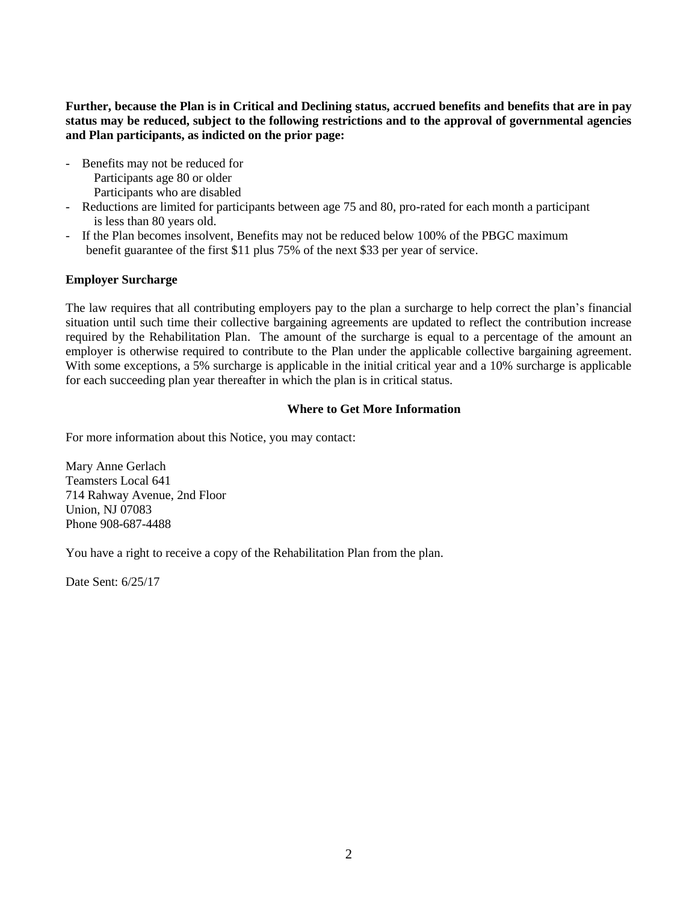**Further, because the Plan is in Critical and Declining status, accrued benefits and benefits that are in pay status may be reduced, subject to the following restrictions and to the approval of governmental agencies and Plan participants, as indicted on the prior page:**

- Benefits may not be reduced for
  - Participants age 80 or older
  - Participants who are disabled
- Reductions are limited for participants between age 75 and 80, pro-rated for each month a participant is less than 80 years old.
- If the Plan becomes insolvent, Benefits may not be reduced below 100% of the PBGC maximum benefit guarantee of the first $11 plus 75% of the next $33 per year of service.

**Employer Surcharge**

The law requires that all contributing employers pay to the plan a surcharge to help correct the plan's financial situation until such time their collective bargaining agreements are updated to reflect the contribution increase required by the Rehabilitation Plan. The amount of the surcharge is equal to a percentage of the amount an employer is otherwise required to contribute to the Plan under the applicable collective bargaining agreement. With some exceptions, a 5% surcharge is applicable in the initial critical year and a 10% surcharge is applicable for each succeeding plan year thereafter in which the plan is in critical status.

**Where to Get More Information**

For more information about this Notice, you may contact:

Mary Anne Gerlach
Teamsters Local 641
714 Rahway Avenue, 2nd Floor
Union, NJ 07083
Phone 908-687-4488

You have a right to receive a copy of the Rehabilitation Plan from the plan.

Date Sent: 6/25/17